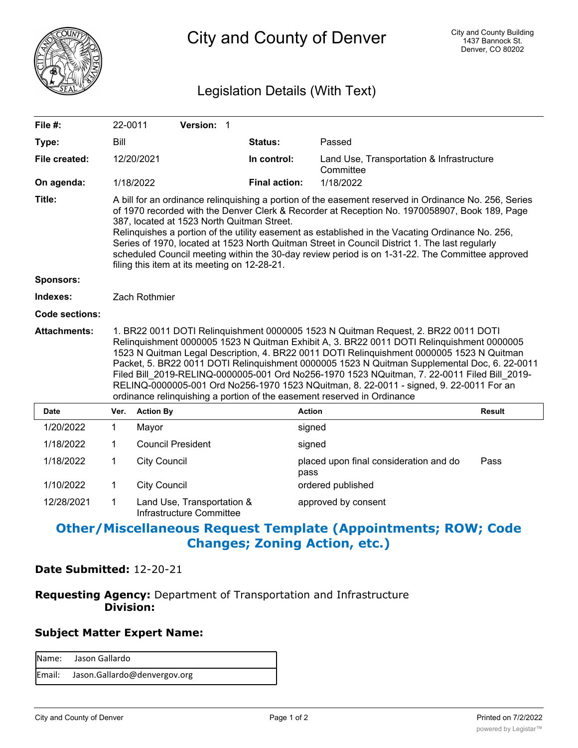# City and County of Denver

City and County Building
1437 Bannock St.
Denver, CO 80202

## Legislation Details (With Text)

| | | | |
|---|---|---|---|
| **File #:** | 22-0011 **Version:** 1 | | |
| **Type:** | Bill | **Status:** | Passed |
| **File created:** | 12/20/2021 | **In control:** | Land Use, Transportation & Infrastructure Committee |
| **On agenda:** | 1/18/2022 | **Final action:** | 1/18/2022 |

**Title:** A bill for an ordinance relinquishing a portion of the easement reserved in Ordinance No. 256, Series of 1970 recorded with the Denver Clerk & Recorder at Reception No. 1970058907, Book 189, Page 387, located at 1523 North Quitman Street.
Relinquishes a portion of the utility easement as established in the Vacating Ordinance No. 256, Series of 1970, located at 1523 North Quitman Street in Council District 1. The last regularly scheduled Council meeting within the 30-day review period is on 1-31-22. The Committee approved filing this item at its meeting on 12-28-21.

**Sponsors:**

**Indexes:** Zach Rothmier

**Code sections:**

**Attachments:** 1. BR22 0011 DOTI Relinquishment 0000005 1523 N Quitman Request, 2. BR22 0011 DOTI Relinquishment 0000005 1523 N Quitman Exhibit A, 3. BR22 0011 DOTI Relinquishment 0000005 1523 N Quitman Legal Description, 4. BR22 0011 DOTI Relinquishment 0000005 1523 N Quitman Packet, 5. BR22 0011 DOTI Relinquishment 0000005 1523 N Quitman Supplemental Doc, 6. 22-0011 Filed Bill_2019-RELINQ-0000005-001 Ord No256-1970 1523 NQuitman, 7. 22-0011 Filed Bill_2019-RELINQ-0000005-001 Ord No256-1970 1523 NQuitman, 8. 22-0011 - signed, 9. 22-0011 For an ordinance relinquishing a portion of the easement reserved in Ordinance

| Date | Ver. | Action By | Action | Result |
|---|---|---|---|---|
| 1/20/2022 | 1 | Mayor | signed | |
| 1/18/2022 | 1 | Council President | signed | |
| 1/18/2022 | 1 | City Council | placed upon final consideration and do pass | Pass |
| 1/10/2022 | 1 | City Council | ordered published | |
| 12/28/2021 | 1 | Land Use, Transportation & Infrastructure Committee | approved by consent | |

## Other/Miscellaneous Request Template (Appointments; ROW; Code Changes; Zoning Action, etc.)

**Date Submitted:** 12-20-21

**Requesting Agency:** Department of Transportation and Infrastructure
**Division:**

### Subject Matter Expert Name:

| | |
|---|---|
| Name: | Jason Gallardo |
| Email: | Jason.Gallardo@denvergov.org |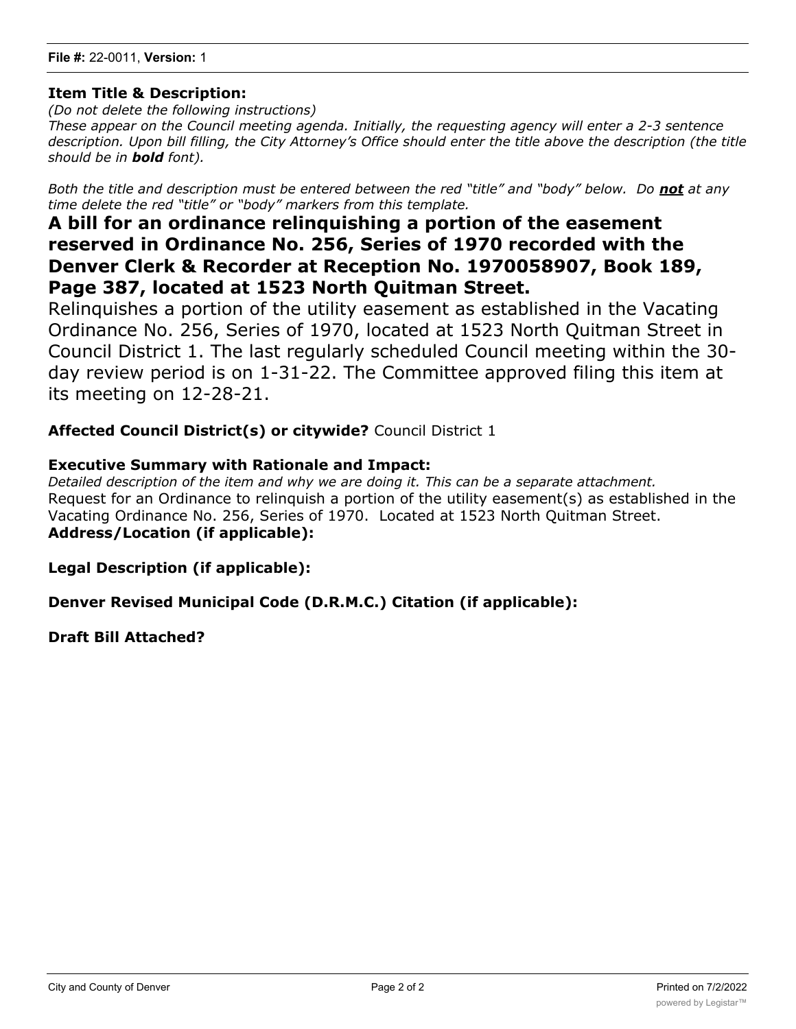**File #:** 22-0011, **Version:** 1

**Item Title & Description:**

*(Do not delete the following instructions)*
*These appear on the Council meeting agenda. Initially, the requesting agency will enter a 2-3 sentence description. Upon bill filling, the City Attorney's Office should enter the title above the description (the title should be in **bold** font).*

*Both the title and description must be entered between the red "title" and "body" below. Do **not** at any time delete the red "title" or "body" markers from this template.*

**A bill for an ordinance relinquishing a portion of the easement reserved in Ordinance No. 256, Series of 1970 recorded with the Denver Clerk & Recorder at Reception No. 1970058907, Book 189, Page 387, located at 1523 North Quitman Street.**

Relinquishes a portion of the utility easement as established in the Vacating Ordinance No. 256, Series of 1970, located at 1523 North Quitman Street in Council District 1. The last regularly scheduled Council meeting within the 30-day review period is on 1-31-22. The Committee approved filing this item at its meeting on 12-28-21.

**Affected Council District(s) or citywide?** Council District 1

**Executive Summary with Rationale and Impact:**

*Detailed description of the item and why we are doing it. This can be a separate attachment.*
Request for an Ordinance to relinquish a portion of the utility easement(s) as established in the Vacating Ordinance No. 256, Series of 1970. Located at 1523 North Quitman Street.

**Address/Location (if applicable):**

**Legal Description (if applicable):**

**Denver Revised Municipal Code (D.R.M.C.) Citation (if applicable):**

**Draft Bill Attached?**